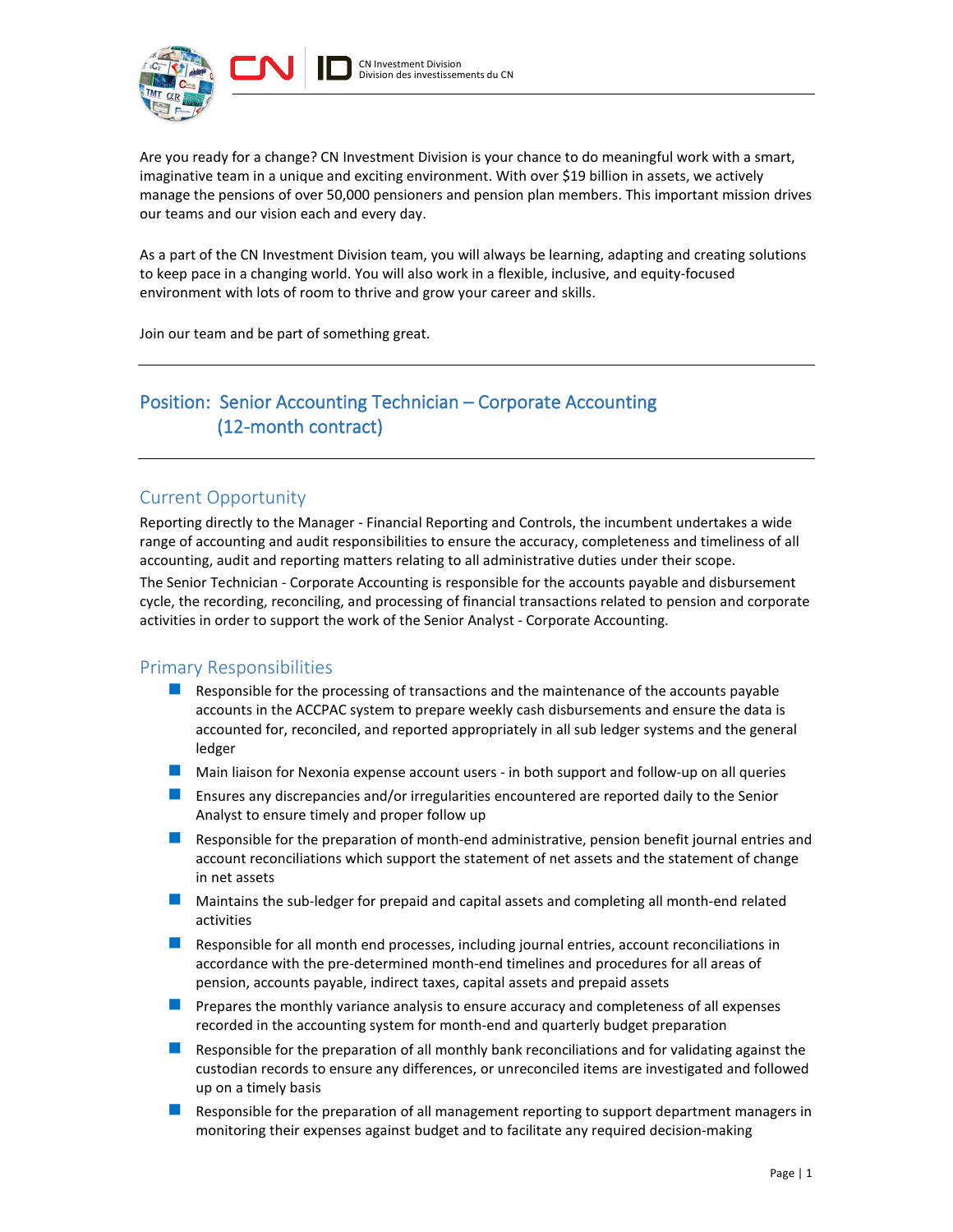CN Investment Division
Division des investissements du CN

Are you ready for a change? CN Investment Division is your chance to do meaningful work with a smart, imaginative team in a unique and exciting environment. With over $19 billion in assets, we actively manage the pensions of over 50,000 pensioners and pension plan members. This important mission drives our teams and our vision each and every day.

As a part of the CN Investment Division team, you will always be learning, adapting and creating solutions to keep pace in a changing world. You will also work in a flexible, inclusive, and equity-focused environment with lots of room to thrive and grow your career and skills.

Join our team and be part of something great.

---

## Position: Senior Accounting Technician – Corporate Accounting (12-month contract)

---

### Current Opportunity

Reporting directly to the Manager - Financial Reporting and Controls, the incumbent undertakes a wide range of accounting and audit responsibilities to ensure the accuracy, completeness and timeliness of all accounting, audit and reporting matters relating to all administrative duties under their scope.

The Senior Technician - Corporate Accounting is responsible for the accounts payable and disbursement cycle, the recording, reconciling, and processing of financial transactions related to pension and corporate activities in order to support the work of the Senior Analyst - Corporate Accounting.

### Primary Responsibilities

- Responsible for the processing of transactions and the maintenance of the accounts payable accounts in the ACCPAC system to prepare weekly cash disbursements and ensure the data is accounted for, reconciled, and reported appropriately in all sub ledger systems and the general ledger
- Main liaison for Nexonia expense account users - in both support and follow-up on all queries
- Ensures any discrepancies and/or irregularities encountered are reported daily to the Senior Analyst to ensure timely and proper follow up
- Responsible for the preparation of month-end administrative, pension benefit journal entries and account reconciliations which support the statement of net assets and the statement of change in net assets
- Maintains the sub-ledger for prepaid and capital assets and completing all month-end related activities
- Responsible for all month end processes, including journal entries, account reconciliations in accordance with the pre-determined month-end timelines and procedures for all areas of pension, accounts payable, indirect taxes, capital assets and prepaid assets
- Prepares the monthly variance analysis to ensure accuracy and completeness of all expenses recorded in the accounting system for month-end and quarterly budget preparation
- Responsible for the preparation of all monthly bank reconciliations and for validating against the custodian records to ensure any differences, or unreconciled items are investigated and followed up on a timely basis
- Responsible for the preparation of all management reporting to support department managers in monitoring their expenses against budget and to facilitate any required decision-making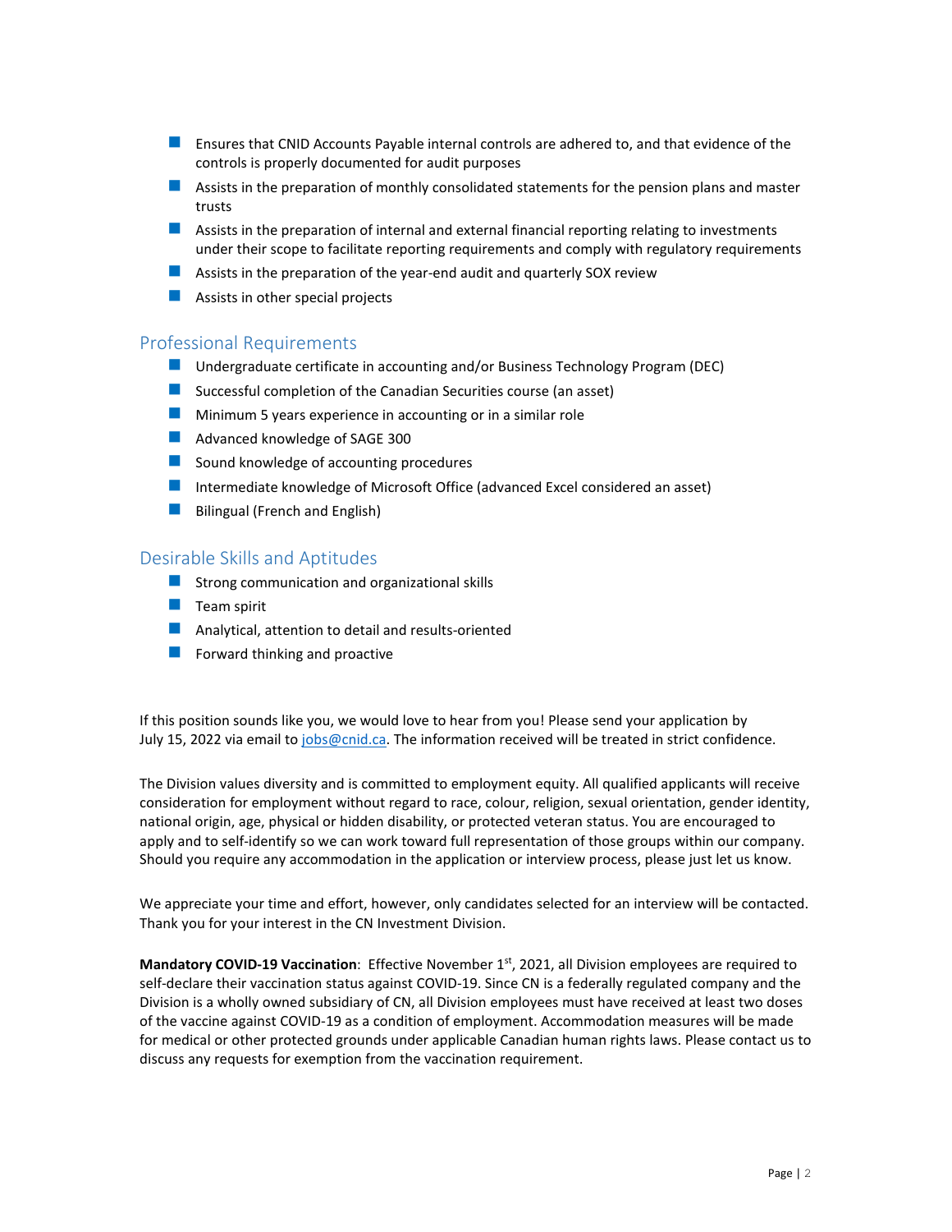- Ensures that CNID Accounts Payable internal controls are adhered to, and that evidence of the controls is properly documented for audit purposes
- Assists in the preparation of monthly consolidated statements for the pension plans and master trusts
- Assists in the preparation of internal and external financial reporting relating to investments under their scope to facilitate reporting requirements and comply with regulatory requirements
- Assists in the preparation of the year-end audit and quarterly SOX review
- Assists in other special projects

## Professional Requirements

- Undergraduate certificate in accounting and/or Business Technology Program (DEC)
- Successful completion of the Canadian Securities course (an asset)
- Minimum 5 years experience in accounting or in a similar role
- Advanced knowledge of SAGE 300
- Sound knowledge of accounting procedures
- Intermediate knowledge of Microsoft Office (advanced Excel considered an asset)
- Bilingual (French and English)

## Desirable Skills and Aptitudes

- Strong communication and organizational skills
- Team spirit
- Analytical, attention to detail and results-oriented
- Forward thinking and proactive

If this position sounds like you, we would love to hear from you! Please send your application by July 15, 2022 via email to jobs@cnid.ca. The information received will be treated in strict confidence.

The Division values diversity and is committed to employment equity. All qualified applicants will receive consideration for employment without regard to race, colour, religion, sexual orientation, gender identity, national origin, age, physical or hidden disability, or protected veteran status. You are encouraged to apply and to self-identify so we can work toward full representation of those groups within our company. Should you require any accommodation in the application or interview process, please just let us know.

We appreciate your time and effort, however, only candidates selected for an interview will be contacted. Thank you for your interest in the CN Investment Division.

**Mandatory COVID-19 Vaccination**: Effective November 1st, 2021, all Division employees are required to self-declare their vaccination status against COVID-19. Since CN is a federally regulated company and the Division is a wholly owned subsidiary of CN, all Division employees must have received at least two doses of the vaccine against COVID-19 as a condition of employment. Accommodation measures will be made for medical or other protected grounds under applicable Canadian human rights laws. Please contact us to discuss any requests for exemption from the vaccination requirement.